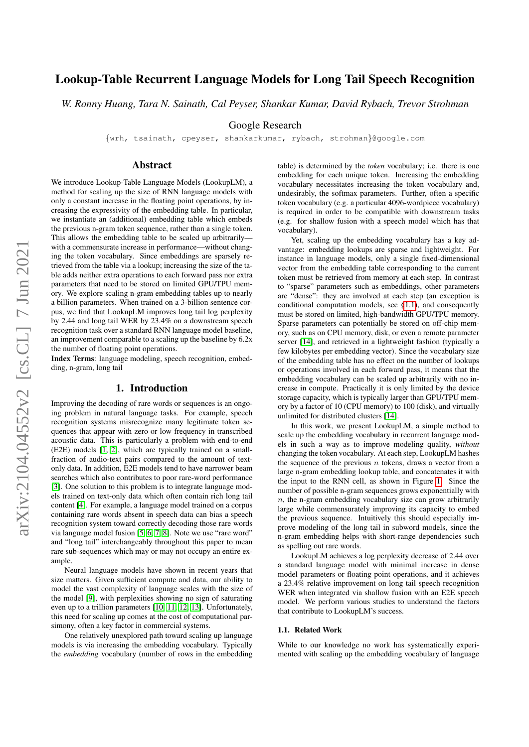# Lookup-Table Recurrent Language Models for Long Tail Speech Recognition

*W. Ronny Huang, Tara N. Sainath, Cal Peyser, Shankar Kumar, David Rybach, Trevor Strohman*

Google Research

{wrh, tsainath, cpeyser, shankarkumar, rybach, strohman}@google.com

## Abstract

We introduce Lookup-Table Language Models (LookupLM), a method for scaling up the size of RNN language models with only a constant increase in the floating point operations, by increasing the expressivity of the embedding table. In particular, we instantiate an (additional) embedding table which embeds the previous n-gram token sequence, rather than a single token. This allows the embedding table to be scaled up arbitrarily—with a commensurate increase in performance—without changing the token vocabulary. Since embeddings are sparsely retrieved from the table via a lookup; increasing the size of the table adds neither extra operations to each forward pass nor extra parameters that need to be stored on limited GPU/TPU memory. We explore scaling n-gram embedding tables up to nearly a billion parameters. When trained on a 3-billion sentence corpus, we find that LookupLM improves long tail log perplexity by 2.44 and long tail WER by 23.4% on a downstream speech recognition task over a standard RNN language model baseline, an improvement comparable to a scaling up the baseline by 6.2x the number of floating point operations.

**Index Terms**: language modeling, speech recognition, embedding, n-gram, long tail

## 1. Introduction

Improving the decoding of rare words or sequences is an ongoing problem in natural language tasks. For example, speech recognition systems misrecognize many legitimate token sequences that appear with zero or low frequency in transcribed acoustic data. This is particularly a problem with end-to-end (E2E) models [1, 2], which are typically trained on a small-fraction of audio-text pairs compared to the amount of text-only data. In addition, E2E models tend to have narrower beam searches which also contributes to poor rare-word performance [3]. One solution to this problem is to integrate language models trained on text-only data which often contain rich long tail content [4]. For example, a language model trained on a corpus containing rare words absent in speech data can bias a speech recognition system toward correctly decoding those rare words via language model fusion [5, 6, 7, 8]. Note we use "rare word" and "long tail" interchangeably throughout this paper to mean rare sub-sequences which may or may not occupy an entire example.

Neural language models have shown in recent years that size matters. Given sufficient compute and data, our ability to model the vast complexity of language scales with the size of the model [9], with perplexities showing no sign of saturating even up to a trillion parameters [10, 11, 12, 13]. Unfortunately, this need for scaling up comes at the cost of computational parsimony, often a key factor in commercial systems.

One relatively unexplored path toward scaling up language models is via increasing the embedding vocabulary. Typically the *embedding* vocabulary (number of rows in the embedding table) is determined by the *token* vocabulary; i.e. there is one embedding for each unique token. Increasing the embedding vocabulary necessitates increasing the token vocabulary and, undesirably, the softmax parameters. Further, often a specific token vocabulary (e.g. a particular 4096-wordpiece vocabulary) is required in order to be compatible with downstream tasks (e.g. for shallow fusion with a speech model which has that vocabulary).

Yet, scaling up the embedding vocabulary has a key advantage: embedding lookups are sparse and lightweight. For instance in language models, only a single fixed-dimensional vector from the embedding table corresponding to the current token must be retrieved from memory at each step. In contrast to "sparse" parameters such as embeddings, other parameters are "dense": they are involved at each step (an exception is conditional computation models, see §1.1), and consequently must be stored on limited, high-bandwidth GPU/TPU memory. Sparse parameters can potentially be stored on off-chip memory, such as on CPU memory, disk, or even a remote parameter server [14], and retrieved in a lightweight fashion (typically a few kilobytes per embedding vector). Since the vocabulary size of the embedding table has no effect on the number of lookups or operations involved in each forward pass, it means that the embedding vocabulary can be scaled up arbitrarily with no increase in compute. Practically it is only limited by the device storage capacity, which is typically larger than GPU/TPU memory by a factor of 10 (CPU memory) to 100 (disk), and virtually unlimited for distributed clusters [14].

In this work, we present LookupLM, a simple method to scale up the embedding vocabulary in recurrent language models in such a way as to improve modeling quality, *without* changing the token vocabulary. At each step, LookupLM hashes the sequence of the previous $n$ tokens, draws a vector from a large n-gram embedding lookup table, and concatenates it with the input to the RNN cell, as shown in Figure 1. Since the number of possible n-gram sequences grows exponentially with $n$, the n-gram embedding vocabulary size can grow arbitrarily large while commensurately improving its capacity to embed the previous sequence. Intuitively this should especially improve modeling of the long tail in subword models, since the n-gram embedding helps with short-range dependencies such as spelling out rare words.

LookupLM achieves a log perplexity decrease of 2.44 over a standard language model with minimal increase in dense model parameters or floating point operations, and it achieves a 23.4% relative improvement on long tail speech recognition WER when integrated via shallow fusion with an E2E speech model. We perform various studies to understand the factors that contribute to LookupLM's success.

### 1.1. Related Work

While to our knowledge no work has systematically experimented with scaling up the embedding vocabulary of language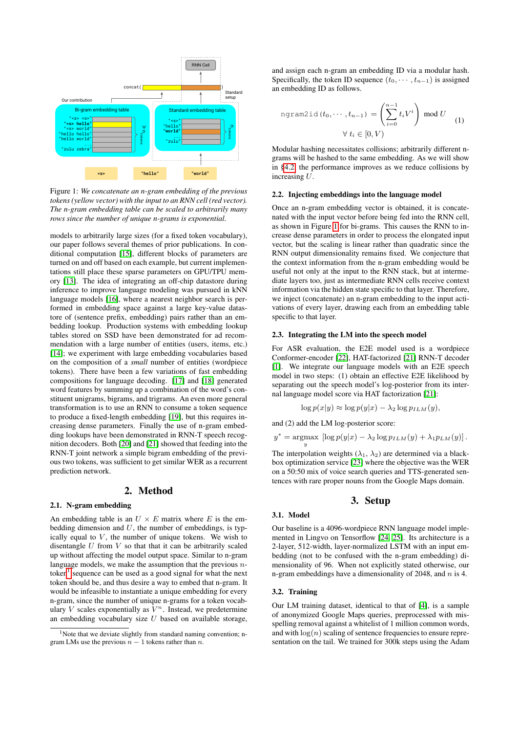Figure 1: *We concatenate an n-gram embedding of the previous tokens (yellow vector) with the input to an RNN cell (red vector). The n-gram embedding table can be scaled to arbitrarily many rows since the number of unique n-grams is exponential.*

models to arbitrarily large sizes (for a fixed token vocabulary), our paper follows several themes of prior publications. In conditional computation [15], different blocks of parameters are turned on and off based on each example, but current implementations still place these sparse parameters on GPU/TPU memory [13]. The idea of integrating an off-chip datastore during inference to improve language modeling was pursued in kNN language models [16], where a nearest neighbor search is performed in embedding space against a large key-value datastore of (sentence prefix, embedding) pairs rather than an embedding lookup. Production systems with embedding lookup tables stored on SSD have been demonstrated for ad recommendation with a large number of entities (users, items, etc.) [14]; we experiment with large embedding vocabularies based on the composition of a *small* number of entities (wordpiece tokens). There have been a few variations of fast embedding compositions for language decoding. [17] and [18] generated word features by summing up a combination of the word's constituent unigrams, bigrams, and trigrams. An even more general transformation is to use an RNN to consume a token sequence to produce a fixed-length embedding [19], but this requires increasing dense parameters. Finally the use of n-gram embedding lookups have been demonstrated in RNN-T speech recognition decoders. Both [20] and [21] showed that feeding into the RNN-T joint network a simple bigram embedding of the previous two tokens, was sufficient to get similar WER as a recurrent prediction network.

## 2. Method

### 2.1. N-gram embedding

An embedding table is an $U \times E$ matrix where $E$ is the embedding dimension and $U$, the number of embeddings, is typically equal to $V$, the number of unique tokens. We wish to disentangle $U$ from $V$ so that that it can be arbitrarily scaled up without affecting the model output space. Similar to n-gram language models, we make the assumption that the previous $n$-token[1] sequence can be used as a good signal for what the next token should be, and thus desire a way to embed that n-gram. It would be infeasible to instantiate a unique embedding for every n-gram, since the number of unique n-grams for a token vocabulary $V$ scales exponentially as $V^n$. Instead, we predetermine an embedding vocabulary size $U$ based on available storage, and assign each n-gram an embedding ID via a modular hash. Specifically, the token ID sequence $(t_0, \cdots, t_{n-1})$ is assigned an embedding ID as follows.

$$\texttt{ngram2id}(t_0, \cdots, t_{n-1}) = \left( \sum_{i=0}^{n-1} t_i V^i \right) \bmod U \qquad (1)$$
$$\forall\, t_i \in [0, V)$$

Modular hashing necessitates collisions; arbitrarily different n-grams will be hashed to the same embedding. As we will show in §4.2, the performance improves as we reduce collisions by increasing $U$.

### 2.2. Injecting embeddings into the language model

Once an n-gram embedding vector is obtained, it is concatenated with the input vector before being fed into the RNN cell, as shown in Figure 1 for bi-grams. This causes the RNN to increase dense parameters in order to process the elongated input vector, but the scaling is linear rather than quadratic since the RNN output dimensionality remains fixed. We conjecture that the context information from the n-gram embedding would be useful not only at the input to the RNN stack, but at intermediate layers too, just as intermediate RNN cells receive context information via the hidden state specific to that layer. Therefore, we inject (concatenate) an n-gram embedding to the input activations of every layer, drawing each from an embedding table specific to that layer.

### 2.3. Integrating the LM into the speech model

For ASR evaluation, the E2E model used is a wordpiece Conformer-encoder [22], HAT-factorized [21] RNN-T decoder [1]. We integrate our language models with an E2E speech model in two steps: (1) obtain an effective E2E likelihood by separating out the speech model's log-posterior from its internal language model score via HAT factorization [21]:

$$\log p(x|y) \approx \log p(y|x) - \lambda_2 \log p_{ILM}(y),$$

and (2) add the LM log-posterior score:

$$y^* = \underset{y}{\operatorname{argmax}} \left[\log p(y|x) - \lambda_2 \log p_{ILM}(y) + \lambda_1 p_{LM}(y)\right].$$

The interpolation weights ($\lambda_1$, $\lambda_2$) are determined via a black-box optimization service [23] where the objective was the WER on a 50:50 mix of voice search queries and TTS-generated sentences with rare proper nouns from the Google Maps domain.

## 3. Setup

### 3.1. Model

Our baseline is a 4096-wordpiece RNN language model implemented in Lingvo on Tensorflow [24, 25]. Its architecture is a 2-layer, 512-width, layer-normalized LSTM with an input embedding (not to be confused with the n-gram embedding) dimensionality of 96. When not explicitly stated otherwise, our n-gram embeddings have a dimensionality of 2048, and $n$ is 4.

### 3.2. Training

Our LM training dataset, identical to that of [4], is a sample of anonymized Google Maps queries, preprocessed with misspelling removal against a whitelist of 1 million common words, and with $\log(n)$ scaling of sentence frequencies to ensure representation on the tail. We trained for 300k steps using the Adam

[1] Note that we deviate slightly from standard naming convention; n-gram LMs use the previous $n-1$ tokens rather than $n$.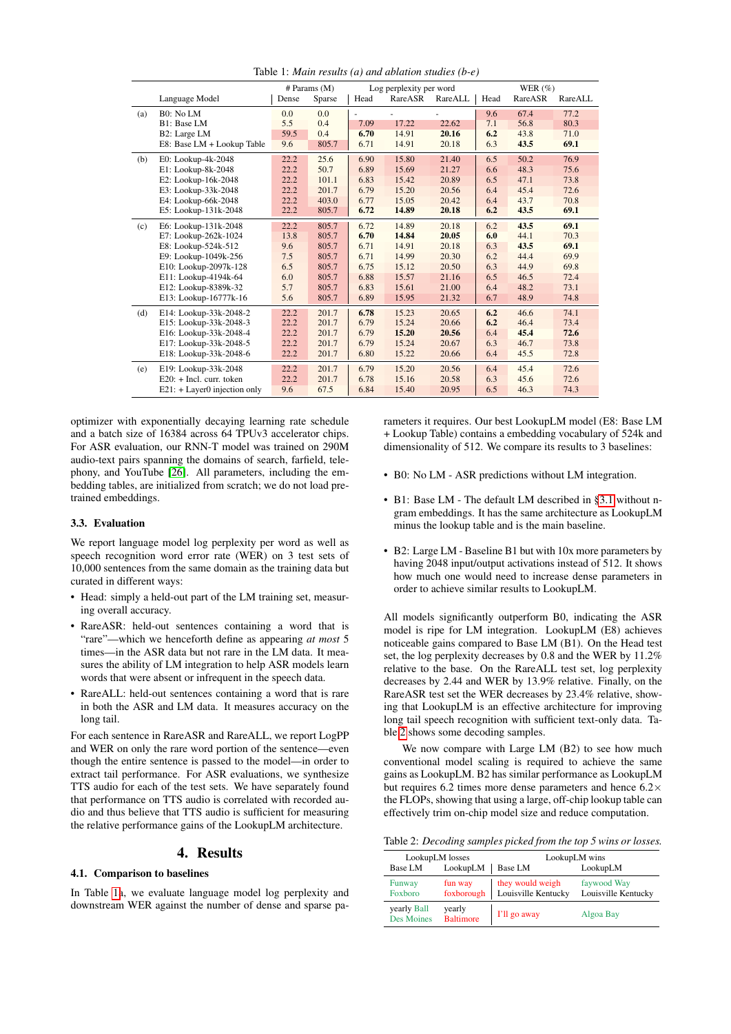Table 1: *Main results (a) and ablation studies (b-e)*

| | Language Model | # Params (M) Dense | Sparse | Log perplexity per word Head | RareASR | RareALL | WER (%) Head | RareASR | RareALL |
|---|---|---|---|---|---|---|---|---|---|
| (a) | B0: No LM | 0.0 | 0.0 | - | - | - | 9.6 | 67.4 | 77.2 |
| | B1: Base LM | 5.5 | 0.4 | 7.09 | 17.22 | 22.62 | 7.1 | 56.8 | 80.3 |
| | B2: Large LM | 59.5 | 0.4 | **6.70** | 14.91 | **20.16** | **6.2** | 43.8 | 71.0 |
| | E8: Base LM + Lookup Table | 9.6 | 805.7 | 6.71 | 14.91 | 20.18 | 6.3 | **43.5** | **69.1** |
| (b) | E0: Lookup-4k-2048 | 22.2 | 25.6 | 6.90 | 15.80 | 21.40 | 6.5 | 50.2 | 76.9 |
| | E1: Lookup-8k-2048 | 22.2 | 50.7 | 6.89 | 15.69 | 21.27 | 6.6 | 48.3 | 75.6 |
| | E2: Lookup-16k-2048 | 22.2 | 101.1 | 6.83 | 15.42 | 20.89 | 6.5 | 47.1 | 73.8 |
| | E3: Lookup-33k-2048 | 22.2 | 201.7 | 6.79 | 15.20 | 20.56 | 6.4 | 45.4 | 72.6 |
| | E4: Lookup-66k-2048 | 22.2 | 403.0 | 6.77 | 15.05 | 20.42 | 6.4 | 43.7 | 70.8 |
| | E5: Lookup-131k-2048 | 22.2 | 805.7 | **6.72** | **14.89** | **20.18** | **6.2** | **43.5** | **69.1** |
| (c) | E6: Lookup-131k-2048 | 22.2 | 805.7 | 6.72 | 14.89 | 20.18 | 6.2 | **43.5** | **69.1** |
| | E7: Lookup-262k-1024 | 13.8 | 805.7 | **6.70** | **14.84** | **20.05** | **6.0** | 44.1 | 70.3 |
| | E8: Lookup-524k-512 | 9.6 | 805.7 | 6.71 | 14.91 | 20.18 | 6.3 | **43.5** | **69.1** |
| | E9: Lookup-1049k-256 | 7.5 | 805.7 | 6.71 | 14.99 | 20.30 | 6.2 | 44.4 | 69.9 |
| | E10: Lookup-2097k-128 | 6.5 | 805.7 | 6.75 | 15.12 | 20.50 | 6.3 | 44.9 | 69.8 |
| | E11: Lookup-4194k-64 | 6.0 | 805.7 | 6.88 | 15.57 | 21.16 | 6.5 | 46.5 | 72.4 |
| | E12: Lookup-8389k-32 | 5.7 | 805.7 | 6.83 | 15.61 | 21.00 | 6.4 | 48.2 | 73.1 |
| | E13: Lookup-16777k-16 | 5.6 | 805.7 | 6.89 | 15.95 | 21.32 | 6.7 | 48.9 | 74.8 |
| (d) | E14: Lookup-33k-2048-2 | 22.2 | 201.7 | **6.78** | 15.23 | 20.65 | **6.2** | 46.6 | 74.1 |
| | E15: Lookup-33k-2048-3 | 22.2 | 201.7 | 6.79 | 15.24 | 20.66 | **6.2** | 46.4 | 73.4 |
| | E16: Lookup-33k-2048-4 | 22.2 | 201.7 | 6.79 | **15.20** | **20.56** | 6.4 | **45.4** | **72.6** |
| | E17: Lookup-33k-2048-5 | 22.2 | 201.7 | 6.79 | 15.24 | 20.67 | 6.3 | 46.7 | 73.8 |
| | E18: Lookup-33k-2048-6 | 22.2 | 201.7 | 6.80 | 15.22 | 20.66 | 6.4 | 45.5 | 72.8 |
| (e) | E19: Lookup-33k-2048 | 22.2 | 201.7 | 6.79 | 15.20 | 20.56 | 6.4 | 45.4 | 72.6 |
| | E20: + Incl. curr. token | 22.2 | 201.7 | 6.78 | 15.16 | 20.58 | 6.3 | 45.6 | 72.6 |
| | E21: + Layer0 injection only | 9.6 | 67.5 | 6.84 | 15.40 | 20.95 | 6.5 | 46.3 | 74.3 |

optimizer with exponentially decaying learning rate schedule and a batch size of 16384 across 64 TPUv3 accelerator chips. For ASR evaluation, our RNN-T model was trained on 290M audio-text pairs spanning the domains of search, farfield, telephony, and YouTube [26]. All parameters, including the embedding tables, are initialized from scratch; we do not load pre-trained embeddings.

### 3.3. Evaluation

We report language model log perplexity per word as well as speech recognition word error rate (WER) on 3 test sets of 10,000 sentences from the same domain as the training data but curated in different ways:

- Head: simply a held-out part of the LM training set, measuring overall accuracy.
- RareASR: held-out sentences containing a word that is "rare"—which we henceforth define as appearing *at most* 5 times—in the ASR data but not rare in the LM data. It measures the ability of LM integration to help ASR models learn words that were absent or infrequent in the speech data.
- RareALL: held-out sentences containing a word that is rare in both the ASR and LM data. It measures accuracy on the long tail.

For each sentence in RareASR and RareALL, we report LogPP and WER on only the rare word portion of the sentence—even though the entire sentence is passed to the model—in order to extract tail performance. For ASR evaluations, we synthesize TTS audio for each of the test sets. We have separately found that performance on TTS audio is correlated with recorded audio and thus believe that TTS audio is sufficient for measuring the relative performance gains of the LookupLM architecture.

## 4. Results

### 4.1. Comparison to baselines

In Table 1a, we evaluate language model log perplexity and downstream WER against the number of dense and sparse parameters it requires. Our best LookupLM model (E8: Base LM + Lookup Table) contains a embedding vocabulary of 524k and dimensionality of 512. We compare its results to 3 baselines:

- B0: No LM - ASR predictions without LM integration.
- B1: Base LM - The default LM described in §3.1 without n-gram embeddings. It has the same architecture as LookupLM minus the lookup table and is the main baseline.
- B2: Large LM - Baseline B1 but with 10x more parameters by having 2048 input/output activations instead of 512. It shows how much one would need to increase dense parameters in order to achieve similar results to LookupLM.

All models significantly outperform B0, indicating the ASR model is ripe for LM integration. LookupLM (E8) achieves noticeable gains compared to Base LM (B1). On the Head test set, the log perplexity decreases by 0.8 and the WER by 11.2% relative to the base. On the RareALL test set, log perplexity decreases by 2.44 and WER by 13.9% relative. Finally, on the RareASR test set the WER decreases by 23.4% relative, showing that LookupLM is an effective architecture for improving long tail speech recognition with sufficient text-only data. Table 2 shows some decoding samples.

We now compare with Large LM (B2) to see how much conventional model scaling is required to achieve the same gains as LookupLM. B2 has similar performance as LookupLM but requires 6.2 times more dense parameters and hence 6.2× the FLOPs, showing that using a large, off-chip lookup table can effectively trim on-chip model size and reduce computation.

Table 2: *Decoding samples picked from the top 5 wins or losses.*

| LookupLM losses Base LM | LookupLM | LookupLM wins Base LM | LookupLM |
|---|---|---|---|
| Funway Foxboro | fun way foxborough | they would weigh Louisville Kentucky | faywood Way Louisville Kentucky |
| yearly Ball Des Moines | yearly Baltimore | I'll go away | Algoa Bay |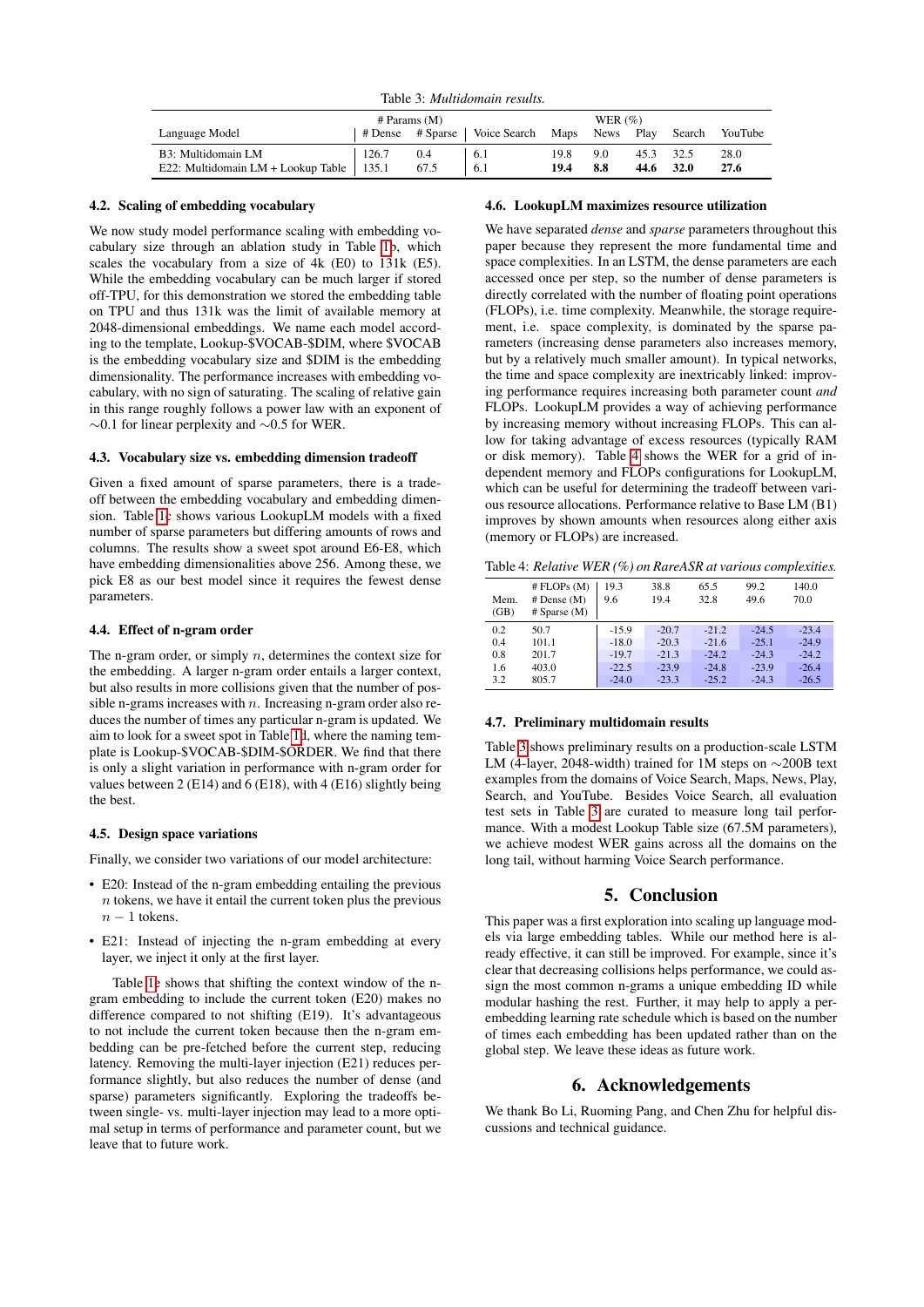Table 3: *Multidomain results.*

| Language Model | # Params (M) | | WER (%) | | | | | |
|---|---|---|---|---|---|---|---|---|
| | # Dense | # Sparse | Voice Search | Maps | News | Play | Search | YouTube |
| B3: Multidomain LM | 126.7 | 0.4 | 6.1 | 19.8 | 9.0 | 45.3 | 32.5 | 28.0 |
| E22: Multidomain LM + Lookup Table | 135.1 | 67.5 | 6.1 | **19.4** | **8.8** | **44.6** | **32.0** | **27.6** |

### 4.2. Scaling of embedding vocabulary

We now study model performance scaling with embedding vocabulary size through an ablation study in Table 1b, which scales the vocabulary from a size of 4k (E0) to 131k (E5). While the embedding vocabulary can be much larger if stored off-TPU, for this demonstration we stored the embedding table on TPU and thus 131k was the limit of available memory at 2048-dimensional embeddings. We name each model according to the template, Lookup-$VOCAB-$DIM, where $VOCAB is the embedding vocabulary size and $DIM is the embedding dimensionality. The performance increases with embedding vocabulary, with no sign of saturating. The scaling of relative gain in this range roughly follows a power law with an exponent of $\sim$0.1 for linear perplexity and $\sim$0.5 for WER.

### 4.3. Vocabulary size vs. embedding dimension tradeoff

Given a fixed amount of sparse parameters, there is a tradeoff between the embedding vocabulary and embedding dimension. Table 1c shows various LookupLM models with a fixed number of sparse parameters but differing amounts of rows and columns. The results show a sweet spot around E6-E8, which have embedding dimensionalities above 256. Among these, we pick E8 as our best model since it requires the fewest dense parameters.

### 4.4. Effect of n-gram order

The n-gram order, or simply $n$, determines the context size for the embedding. A larger n-gram order entails a larger context, but also results in more collisions given that the number of possible n-grams increases with $n$. Increasing n-gram order also reduces the number of times any particular n-gram is updated. We aim to look for a sweet spot in Table 1d, where the naming template is Lookup-$VOCAB-$DIM-$ORDER. We find that there is only a slight variation in performance with n-gram order for values between 2 (E14) and 6 (E18), with 4 (E16) slightly being the best.

### 4.5. Design space variations

Finally, we consider two variations of our model architecture:

- E20: Instead of the n-gram embedding entailing the previous $n$ tokens, we have it entail the current token plus the previous $n-1$ tokens.
- E21: Instead of injecting the n-gram embedding at every layer, we inject it only at the first layer.

Table 1e shows that shifting the context window of the n-gram embedding to include the current token (E20) makes no difference compared to not shifting (E19). It's advantageous to not include the current token because then the n-gram embedding can be pre-fetched before the current step, reducing latency. Removing the multi-layer injection (E21) reduces performance slightly, but also reduces the number of dense (and sparse) parameters significantly. Exploring the tradeoffs between single- vs. multi-layer injection may lead to a more optimal setup in terms of performance and parameter count, but we leave that to future work.

### 4.6. LookupLM maximizes resource utilization

We have separated *dense* and *sparse* parameters throughout this paper because they represent the more fundamental time and space complexities. In an LSTM, the dense parameters are each accessed once per step, so the number of dense parameters is directly correlated with the number of floating point operations (FLOPs), i.e. time complexity. Meanwhile, the storage requirement, i.e. space complexity, is dominated by the sparse parameters (increasing dense parameters also increases memory, but by a relatively much smaller amount). In typical networks, the time and space complexity are inextricably linked: improving performance requires increasing both parameter count *and* FLOPs. LookupLM provides a way of achieving performance by increasing memory without increasing FLOPs. This can allow for taking advantage of excess resources (typically RAM or disk memory). Table 4 shows the WER for a grid of independent memory and FLOPs configurations for LookupLM, which can be useful for determining the tradeoff between various resource allocations. Performance relative to Base LM (B1) improves by shown amounts when resources along either axis (memory or FLOPs) are increased.

Table 4: *Relative WER (%) on RareASR at various complexities.*

| Mem. (GB) | # FLOPs (M) / # Dense (M) / # Sparse (M) | 19.3 / 9.6 | 38.8 / 19.4 | 65.5 / 32.8 | 99.2 / 49.6 | 140.0 / 70.0 |
|---|---|---|---|---|---|---|
| 0.2 | 50.7 | -15.9 | -20.7 | -21.2 | -24.5 | -23.4 |
| 0.4 | 101.1 | -18.0 | -20.3 | -21.6 | -25.1 | -24.9 |
| 0.8 | 201.7 | -19.7 | -21.3 | -24.2 | -24.3 | -24.2 |
| 1.6 | 403.0 | -22.5 | -23.9 | -24.8 | -23.9 | -26.4 |
| 3.2 | 805.7 | -24.0 | -23.3 | -25.2 | -24.3 | -26.5 |

### 4.7. Preliminary multidomain results

Table 3 shows preliminary results on a production-scale LSTM LM (4-layer, 2048-width) trained for 1M steps on $\sim$200B text examples from the domains of Voice Search, Maps, News, Play, Search, and YouTube. Besides Voice Search, all evaluation test sets in Table 3 are curated to measure long tail performance. With a modest Lookup Table size (67.5M parameters), we achieve modest WER gains across all the domains on the long tail, without harming Voice Search performance.

## 5. Conclusion

This paper was a first exploration into scaling up language models via large embedding tables. While our method here is already effective, it can still be improved. For example, since it's clear that decreasing collisions helps performance, we could assign the most common n-grams a unique embedding ID while modular hashing the rest. Further, it may help to apply a per-embedding learning rate schedule which is based on the number of times each embedding has been updated rather than on the global step. We leave these ideas as future work.

## 6. Acknowledgements

We thank Bo Li, Ruoming Pang, and Chen Zhu for helpful discussions and technical guidance.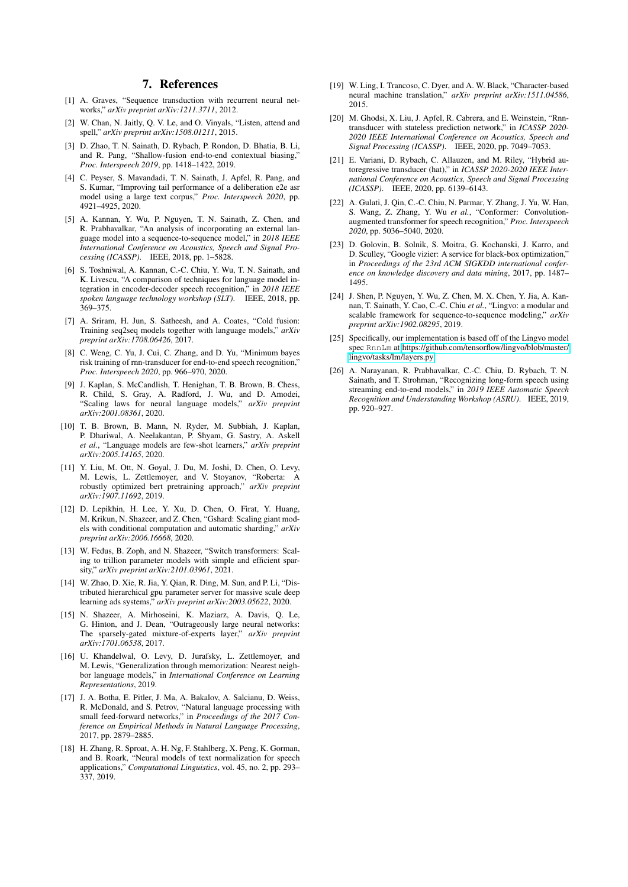## 7. References

[1] A. Graves, "Sequence transduction with recurrent neural networks," *arXiv preprint arXiv:1211.3711*, 2012.

[2] W. Chan, N. Jaitly, Q. V. Le, and O. Vinyals, "Listen, attend and spell," *arXiv preprint arXiv:1508.01211*, 2015.

[3] D. Zhao, T. N. Sainath, D. Rybach, P. Rondon, D. Bhatia, B. Li, and R. Pang, "Shallow-fusion end-to-end contextual biasing," *Proc. Interspeech 2019*, pp. 1418–1422, 2019.

[4] C. Peyser, S. Mavandadi, T. N. Sainath, J. Apfel, R. Pang, and S. Kumar, "Improving tail performance of a deliberation e2e asr model using a large text corpus," *Proc. Interspeech 2020*, pp. 4921–4925, 2020.

[5] A. Kannan, Y. Wu, P. Nguyen, T. N. Sainath, Z. Chen, and R. Prabhavalkar, "An analysis of incorporating an external language model into a sequence-to-sequence model," in *2018 IEEE International Conference on Acoustics, Speech and Signal Processing (ICASSP)*. IEEE, 2018, pp. 1–5828.

[6] S. Toshniwal, A. Kannan, C.-C. Chiu, Y. Wu, T. N. Sainath, and K. Livescu, "A comparison of techniques for language model integration in encoder-decoder speech recognition," in *2018 IEEE spoken language technology workshop (SLT)*. IEEE, 2018, pp. 369–375.

[7] A. Sriram, H. Jun, S. Satheesh, and A. Coates, "Cold fusion: Training seq2seq models together with language models," *arXiv preprint arXiv:1708.06426*, 2017.

[8] C. Weng, C. Yu, J. Cui, C. Zhang, and D. Yu, "Minimum bayes risk training of rnn-transducer for end-to-end speech recognition," *Proc. Interspeech 2020*, pp. 966–970, 2020.

[9] J. Kaplan, S. McCandlish, T. Henighan, T. B. Brown, B. Chess, R. Child, S. Gray, A. Radford, J. Wu, and D. Amodei, "Scaling laws for neural language models," *arXiv preprint arXiv:2001.08361*, 2020.

[10] T. B. Brown, B. Mann, N. Ryder, M. Subbiah, J. Kaplan, P. Dhariwal, A. Neelakantan, P. Shyam, G. Sastry, A. Askell *et al.*, "Language models are few-shot learners," *arXiv preprint arXiv:2005.14165*, 2020.

[11] Y. Liu, M. Ott, N. Goyal, J. Du, M. Joshi, D. Chen, O. Levy, M. Lewis, L. Zettlemoyer, and V. Stoyanov, "Roberta: A robustly optimized bert pretraining approach," *arXiv preprint arXiv:1907.11692*, 2019.

[12] D. Lepikhin, H. Lee, Y. Xu, D. Chen, O. Firat, Y. Huang, M. Krikun, N. Shazeer, and Z. Chen, "Gshard: Scaling giant models with conditional computation and automatic sharding," *arXiv preprint arXiv:2006.16668*, 2020.

[13] W. Fedus, B. Zoph, and N. Shazeer, "Switch transformers: Scaling to trillion parameter models with simple and efficient sparsity," *arXiv preprint arXiv:2101.03961*, 2021.

[14] W. Zhao, D. Xie, R. Jia, Y. Qian, R. Ding, M. Sun, and P. Li, "Distributed hierarchical gpu parameter server for massive scale deep learning ads systems," *arXiv preprint arXiv:2003.05622*, 2020.

[15] N. Shazeer, A. Mirhoseini, K. Maziarz, A. Davis, Q. Le, G. Hinton, and J. Dean, "Outrageously large neural networks: The sparsely-gated mixture-of-experts layer," *arXiv preprint arXiv:1701.06538*, 2017.

[16] U. Khandelwal, O. Levy, D. Jurafsky, L. Zettlemoyer, and M. Lewis, "Generalization through memorization: Nearest neighbor language models," in *International Conference on Learning Representations*, 2019.

[17] J. A. Botha, E. Pitler, J. Ma, A. Bakalov, A. Salcianu, D. Weiss, R. McDonald, and S. Petrov, "Natural language processing with small feed-forward networks," in *Proceedings of the 2017 Conference on Empirical Methods in Natural Language Processing*, 2017, pp. 2879–2885.

[18] H. Zhang, R. Sproat, A. H. Ng, F. Stahlberg, X. Peng, K. Gorman, and B. Roark, "Neural models of text normalization for speech applications," *Computational Linguistics*, vol. 45, no. 2, pp. 293–337, 2019.

[19] W. Ling, I. Trancoso, C. Dyer, and A. W. Black, "Character-based neural machine translation," *arXiv preprint arXiv:1511.04586*, 2015.

[20] M. Ghodsi, X. Liu, J. Apfel, R. Cabrera, and E. Weinstein, "Rnn-transducer with stateless prediction network," in *ICASSP 2020-2020 IEEE International Conference on Acoustics, Speech and Signal Processing (ICASSP)*. IEEE, 2020, pp. 7049–7053.

[21] E. Variani, D. Rybach, C. Allauzen, and M. Riley, "Hybrid autoregressive transducer (hat)," in *ICASSP 2020-2020 IEEE International Conference on Acoustics, Speech and Signal Processing (ICASSP)*. IEEE, 2020, pp. 6139–6143.

[22] A. Gulati, J. Qin, C.-C. Chiu, N. Parmar, Y. Zhang, J. Yu, W. Han, S. Wang, Z. Zhang, Y. Wu *et al.*, "Conformer: Convolution-augmented transformer for speech recognition," *Proc. Interspeech 2020*, pp. 5036–5040, 2020.

[23] D. Golovin, B. Solnik, S. Moitra, G. Kochanski, J. Karro, and D. Sculley, "Google vizier: A service for black-box optimization," in *Proceedings of the 23rd ACM SIGKDD international conference on knowledge discovery and data mining*, 2017, pp. 1487–1495.

[24] J. Shen, P. Nguyen, Y. Wu, Z. Chen, M. X. Chen, Y. Jia, A. Kannan, T. Sainath, Y. Cao, C.-C. Chiu *et al.*, "Lingvo: a modular and scalable framework for sequence-to-sequence modeling," *arXiv preprint arXiv:1902.08295*, 2019.

[25] Specifically, our implementation is based off of the Lingvo model spec `RnnLm` at https://github.com/tensorflow/lingvo/blob/master/lingvo/tasks/lm/layers.py

[26] A. Narayanan, R. Prabhavalkar, C.-C. Chiu, D. Rybach, T. N. Sainath, and T. Strohman, "Recognizing long-form speech using streaming end-to-end models," in *2019 IEEE Automatic Speech Recognition and Understanding Workshop (ASRU)*. IEEE, 2019, pp. 920–927.